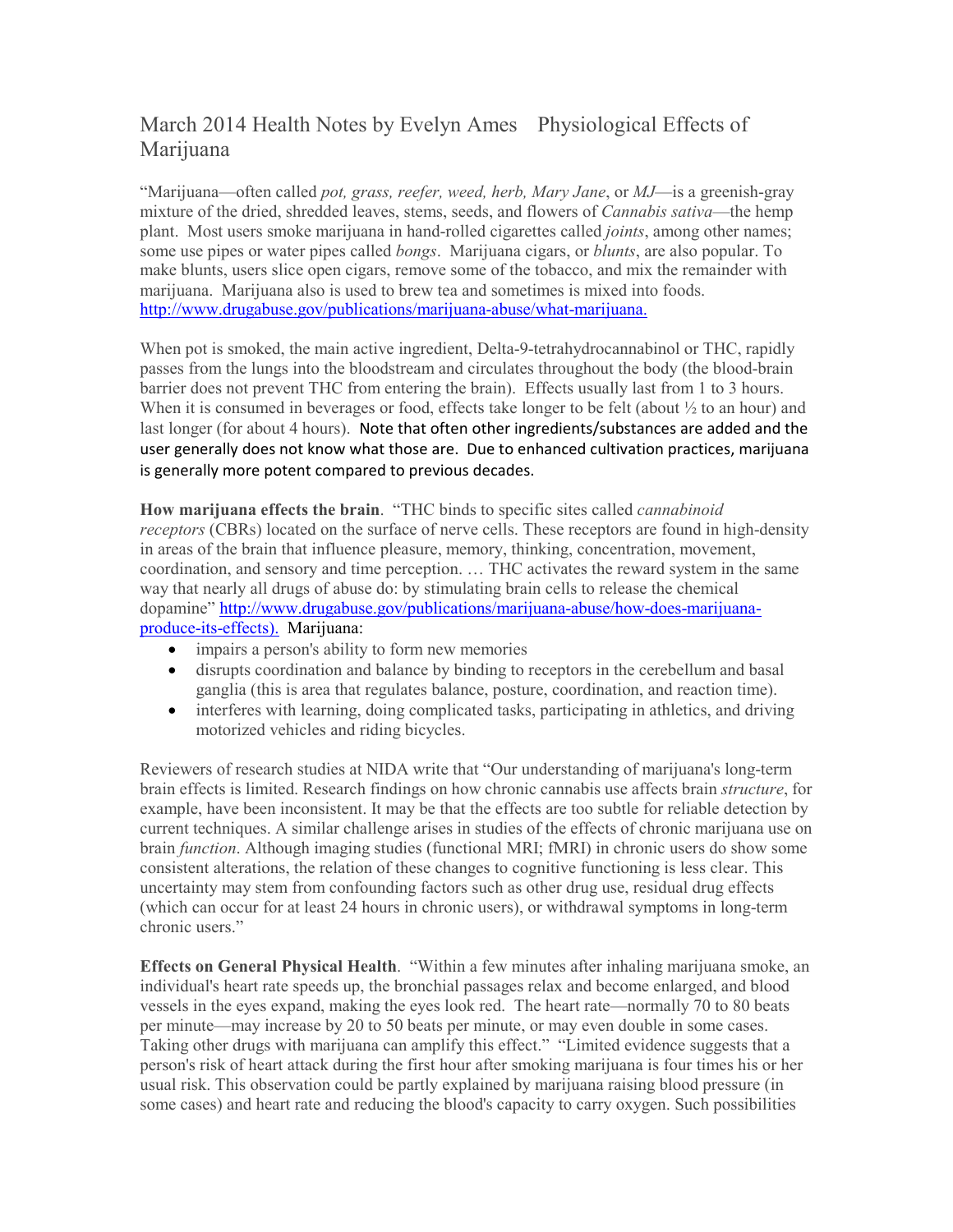# March 2014 Health Notes by Evelyn Ames Physiological Effects of Marijuana

"Marijuana—often called *pot, grass, reefer, weed, herb, Mary Jane*, or *MJ*—is a greenish-gray mixture of the dried, shredded leaves, stems, seeds, and flowers of *Cannabis sativa*—the hemp plant. Most users smoke marijuana in hand-rolled cigarettes called *joints*, among other names; some use pipes or water pipes called *bongs*. Marijuana cigars, or *blunts*, are also popular. To make blunts, users slice open cigars, remove some of the tobacco, and mix the remainder with marijuana. Marijuana also is used to brew tea and sometimes is mixed into foods. [http://www.drugabuse.gov/publications/marijuana-abuse/what-marijuana.](http://www.drugabuse.gov/publications/marijuana-abuse/what-marijuana)

When pot is smoked, the main active ingredient, Delta-9-tetrahydrocannabinol or THC, rapidly passes from the lungs into the bloodstream and circulates throughout the body (the blood-brain barrier does not prevent THC from entering the brain). Effects usually last from 1 to 3 hours. When it is consumed in beverages or food, effects take longer to be felt (about ½ to an hour) and last longer (for about 4 hours). Note that often other ingredients/substances are added and the user generally does not know what those are. Due to enhanced cultivation practices, marijuana is generally more potent compared to previous decades.

**How marijuana effects the brain**. "THC binds to specific sites called *cannabinoid receptors* (CBRs) located on the surface of nerve cells. These receptors are found in high-density in areas of the brain that influence pleasure, memory, thinking, concentration, movement, coordination, and sensory and time perception. … THC activates the reward system in the same way that nearly all drugs of abuse do: by stimulating brain cells to release the chemical dopamine" [http://www.drugabuse.gov/publications/marijuana-abuse/how-does-marijuana-produce-its-effects).](http://www.drugabuse.gov/publications/marijuana-abuse/how-does-marijuana-produce-its-effects) Marijuana:

- impairs a person's ability to form new memories
- disrupts coordination and balance by binding to receptors in the cerebellum and basal ganglia (this is area that regulates balance, posture, coordination, and reaction time).
- interferes with learning, doing complicated tasks, participating in athletics, and driving motorized vehicles and riding bicycles.

Reviewers of research studies at NIDA write that "Our understanding of marijuana's long-term brain effects is limited. Research findings on how chronic cannabis use affects brain *structure*, for example, have been inconsistent. It may be that the effects are too subtle for reliable detection by current techniques. A similar challenge arises in studies of the effects of chronic marijuana use on brain *function*. Although imaging studies (functional MRI; fMRI) in chronic users do show some consistent alterations, the relation of these changes to cognitive functioning is less clear. This uncertainty may stem from confounding factors such as other drug use, residual drug effects (which can occur for at least 24 hours in chronic users), or withdrawal symptoms in long-term chronic users."

**Effects on General Physical Health**. "Within a few minutes after inhaling marijuana smoke, an individual's heart rate speeds up, the bronchial passages relax and become enlarged, and blood vessels in the eyes expand, making the eyes look red. The heart rate—normally 70 to 80 beats per minute—may increase by 20 to 50 beats per minute, or may even double in some cases. Taking other drugs with marijuana can amplify this effect." "Limited evidence suggests that a person's risk of heart attack during the first hour after smoking marijuana is four times his or her usual risk. This observation could be partly explained by marijuana raising blood pressure (in some cases) and heart rate and reducing the blood's capacity to carry oxygen. Such possibilities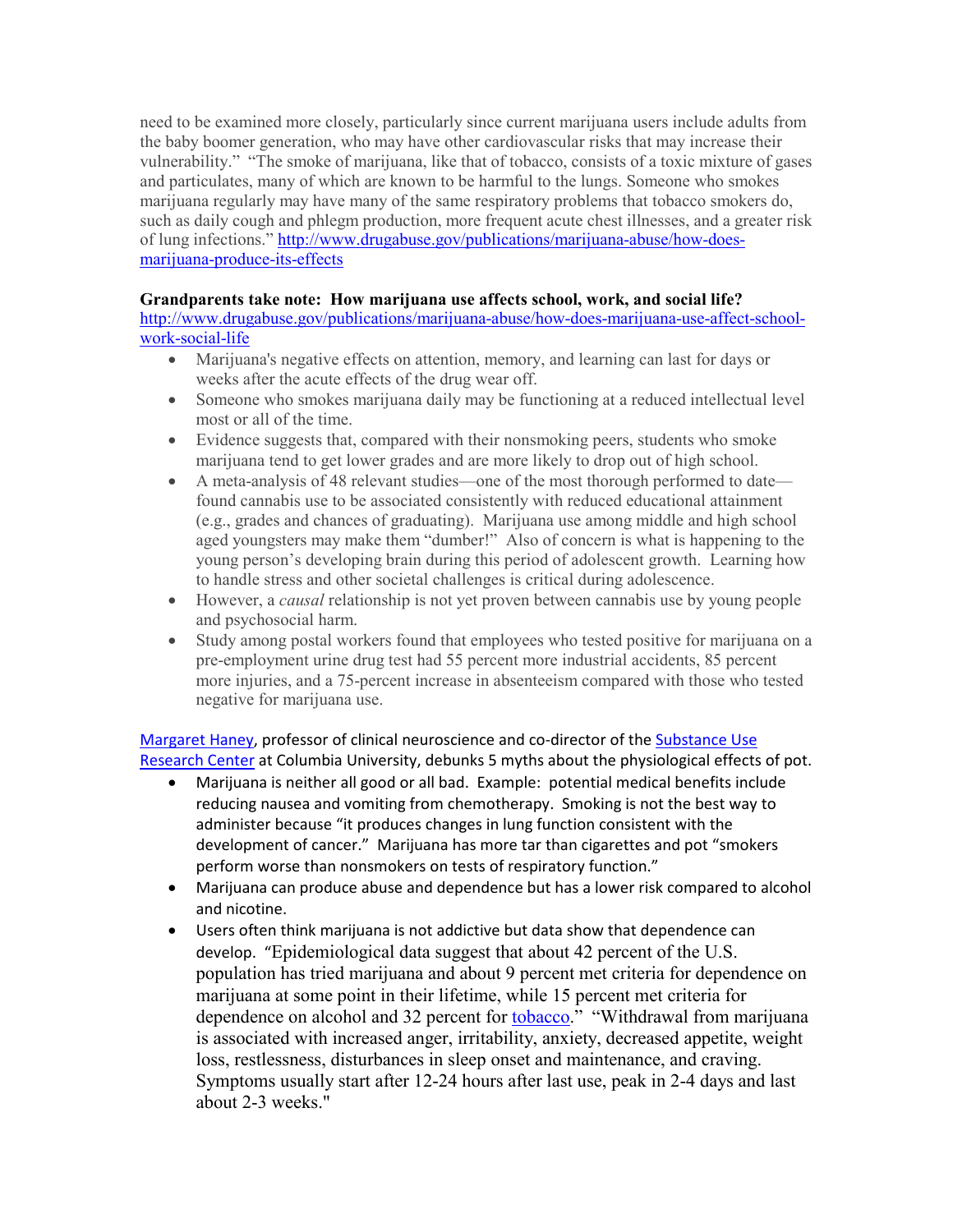need to be examined more closely, particularly since current marijuana users include adults from the baby boomer generation, who may have other cardiovascular risks that may increase their vulnerability." "The smoke of marijuana, like that of tobacco, consists of a toxic mixture of gases and particulates, many of which are known to be harmful to the lungs. Someone who smokes marijuana regularly may have many of the same respiratory problems that tobacco smokers do, such as daily cough and phlegm production, more frequent acute chest illnesses, and a greater risk of lung infections." [http://www.drugabuse.gov/publications/marijuana-abuse/how-does-marijuana-produce-its-effects](http://www.drugabuse.gov/publications/marijuana-abuse/how-does-marijuana-produce-its-effects)

**Grandparents take note: How marijuana use affects school, work, and social life?**
[http://www.drugabuse.gov/publications/marijuana-abuse/how-does-marijuana-use-affect-school-work-social-life](http://www.drugabuse.gov/publications/marijuana-abuse/how-does-marijuana-use-affect-school-work-social-life)

- Marijuana's negative effects on attention, memory, and learning can last for days or weeks after the acute effects of the drug wear off.
- Someone who smokes marijuana daily may be functioning at a reduced intellectual level most or all of the time.
- Evidence suggests that, compared with their nonsmoking peers, students who smoke marijuana tend to get lower grades and are more likely to drop out of high school.
- A meta-analysis of 48 relevant studies—one of the most thorough performed to date—found cannabis use to be associated consistently with reduced educational attainment (e.g., grades and chances of graduating). Marijuana use among middle and high school aged youngsters may make them "dumber!" Also of concern is what is happening to the young person's developing brain during this period of adolescent growth. Learning how to handle stress and other societal challenges is critical during adolescence.
- However, a *causal* relationship is not yet proven between cannabis use by young people and psychosocial harm.
- Study among postal workers found that employees who tested positive for marijuana on a pre-employment urine drug test had 55 percent more industrial accidents, 85 percent more injuries, and a 75-percent increase in absenteeism compared with those who tested negative for marijuana use.

Margaret Haney, professor of clinical neuroscience and co-director of the Substance Use Research Center at Columbia University, debunks 5 myths about the physiological effects of pot.

- Marijuana is neither all good or all bad. Example: potential medical benefits include reducing nausea and vomiting from chemotherapy. Smoking is not the best way to administer because "it produces changes in lung function consistent with the development of cancer." Marijuana has more tar than cigarettes and pot "smokers perform worse than nonsmokers on tests of respiratory function."
- Marijuana can produce abuse and dependence but has a lower risk compared to alcohol and nicotine.
- Users often think marijuana is not addictive but data show that dependence can develop. "Epidemiological data suggest that about 42 percent of the U.S. population has tried marijuana and about 9 percent met criteria for dependence on marijuana at some point in their lifetime, while 15 percent met criteria for dependence on alcohol and 32 percent for tobacco." "Withdrawal from marijuana is associated with increased anger, irritability, anxiety, decreased appetite, weight loss, restlessness, disturbances in sleep onset and maintenance, and craving. Symptoms usually start after 12-24 hours after last use, peak in 2-4 days and last about 2-3 weeks."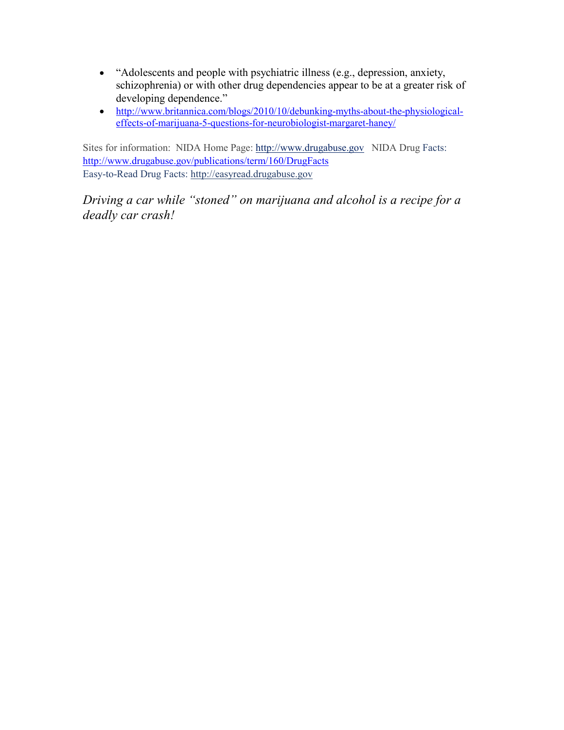- "Adolescents and people with psychiatric illness (e.g., depression, anxiety, schizophrenia) or with other drug dependencies appear to be at a greater risk of developing dependence."
- http://www.britannica.com/blogs/2010/10/debunking-myths-about-the-physiological-effects-of-marijuana-5-questions-for-neurobiologist-margaret-haney/

Sites for information: NIDA Home Page: http://www.drugabuse.gov NIDA Drug Facts: http://www.drugabuse.gov/publications/term/160/DrugFacts
Easy-to-Read Drug Facts: http://easyread.drugabuse.gov

*Driving a car while "stoned" on marijuana and alcohol is a recipe for a deadly car crash!*